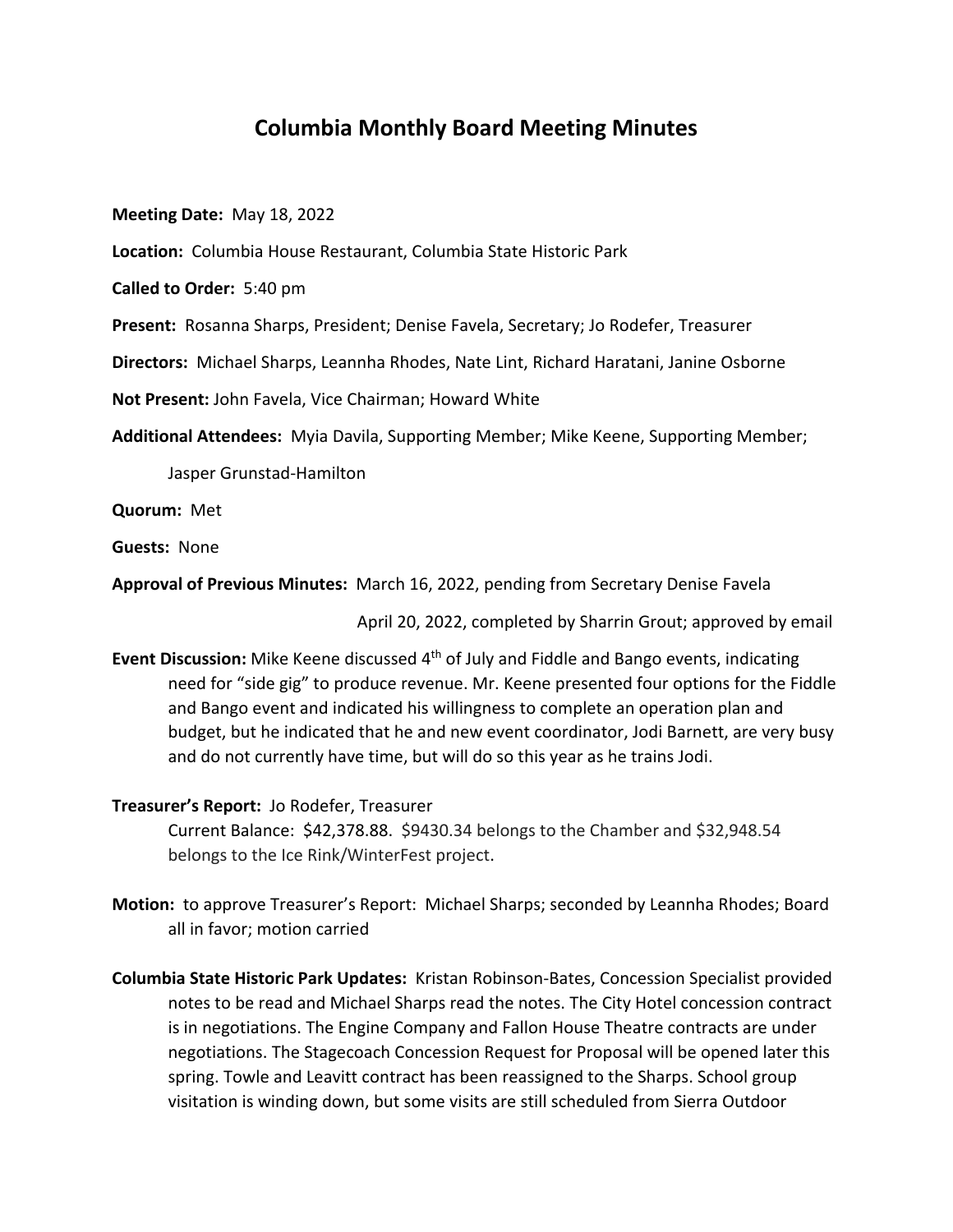# Columbia Monthly Board Meeting Minutes

**Meeting Date:** May 18, 2022

**Location:** Columbia House Restaurant, Columbia State Historic Park

**Called to Order:** 5:40 pm

**Present:** Rosanna Sharps, President; Denise Favela, Secretary; Jo Rodefer, Treasurer

**Directors:** Michael Sharps, Leannha Rhodes, Nate Lint, Richard Haratani, Janine Osborne

**Not Present:** John Favela, Vice Chairman; Howard White

**Additional Attendees:** Myia Davila, Supporting Member; Mike Keene, Supporting Member; Jasper Grunstad-Hamilton

**Quorum:** Met

**Guests:** None

**Approval of Previous Minutes:** March 16, 2022, pending from Secretary Denise Favela

April 20, 2022, completed by Sharrin Grout; approved by email

**Event Discussion:** Mike Keene discussed 4th of July and Fiddle and Bango events, indicating need for "side gig" to produce revenue. Mr. Keene presented four options for the Fiddle and Bango event and indicated his willingness to complete an operation plan and budget, but he indicated that he and new event coordinator, Jodi Barnett, are very busy and do not currently have time, but will do so this year as he trains Jodi.

**Treasurer's Report:** Jo Rodefer, Treasurer

Current Balance: $42,378.88. $9430.34 belongs to the Chamber and $32,948.54 belongs to the Ice Rink/WinterFest project.

**Motion:** to approve Treasurer's Report: Michael Sharps; seconded by Leannha Rhodes; Board all in favor; motion carried

**Columbia State Historic Park Updates:** Kristan Robinson-Bates, Concession Specialist provided notes to be read and Michael Sharps read the notes. The City Hotel concession contract is in negotiations. The Engine Company and Fallon House Theatre contracts are under negotiations. The Stagecoach Concession Request for Proposal will be opened later this spring. Towle and Leavitt contract has been reassigned to the Sharps. School group visitation is winding down, but some visits are still scheduled from Sierra Outdoor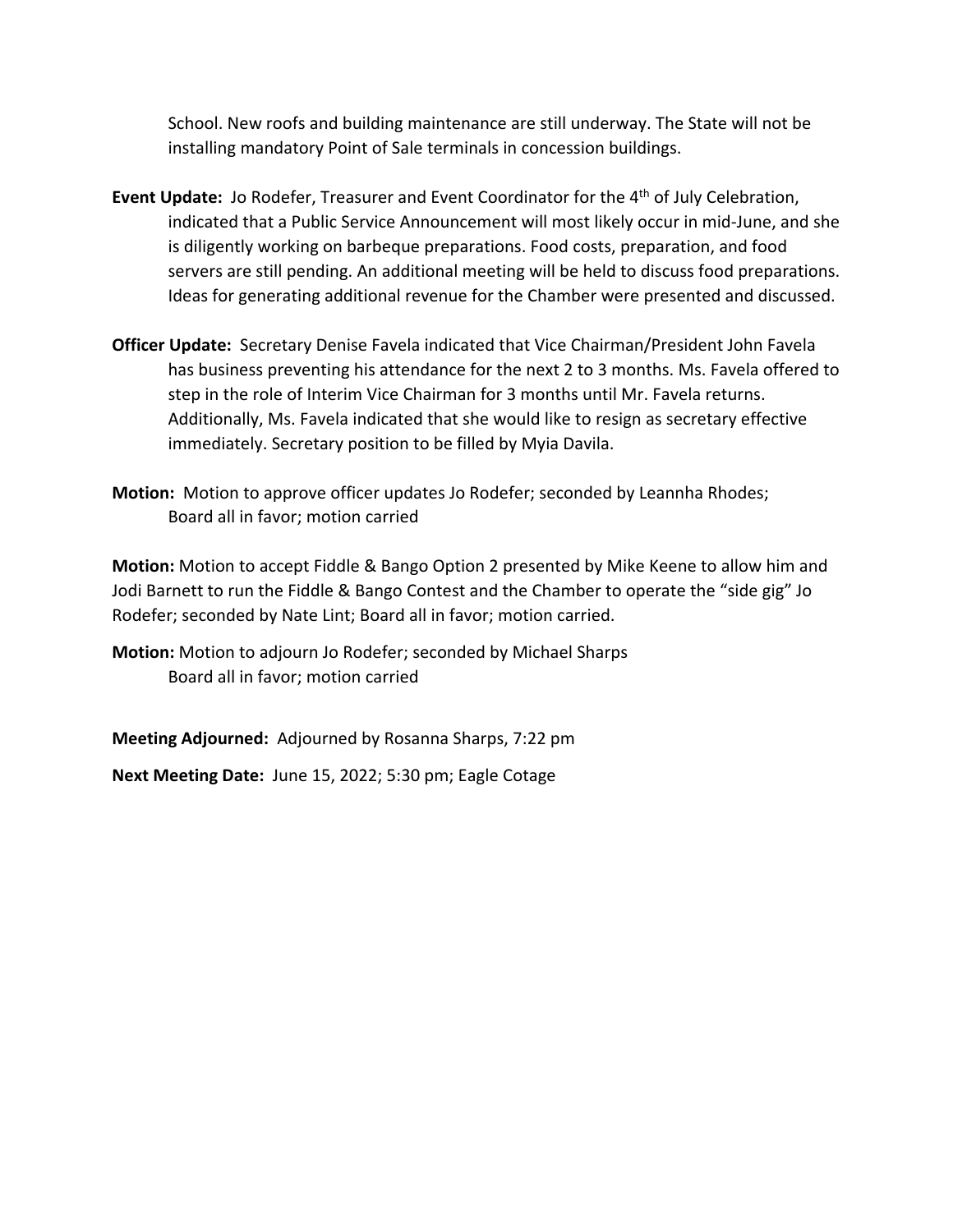School. New roofs and building maintenance are still underway. The State will not be installing mandatory Point of Sale terminals in concession buildings.

**Event Update:** Jo Rodefer, Treasurer and Event Coordinator for the 4th of July Celebration, indicated that a Public Service Announcement will most likely occur in mid-June, and she is diligently working on barbeque preparations. Food costs, preparation, and food servers are still pending. An additional meeting will be held to discuss food preparations. Ideas for generating additional revenue for the Chamber were presented and discussed.

**Officer Update:** Secretary Denise Favela indicated that Vice Chairman/President John Favela has business preventing his attendance for the next 2 to 3 months. Ms. Favela offered to step in the role of Interim Vice Chairman for 3 months until Mr. Favela returns. Additionally, Ms. Favela indicated that she would like to resign as secretary effective immediately. Secretary position to be filled by Myia Davila.

**Motion:** Motion to approve officer updates Jo Rodefer; seconded by Leannha Rhodes; Board all in favor; motion carried

**Motion:** Motion to accept Fiddle & Bango Option 2 presented by Mike Keene to allow him and Jodi Barnett to run the Fiddle & Bango Contest and the Chamber to operate the "side gig" Jo Rodefer; seconded by Nate Lint; Board all in favor; motion carried.

**Motion:** Motion to adjourn Jo Rodefer; seconded by Michael Sharps Board all in favor; motion carried

**Meeting Adjourned:** Adjourned by Rosanna Sharps, 7:22 pm

**Next Meeting Date:** June 15, 2022; 5:30 pm; Eagle Cotage